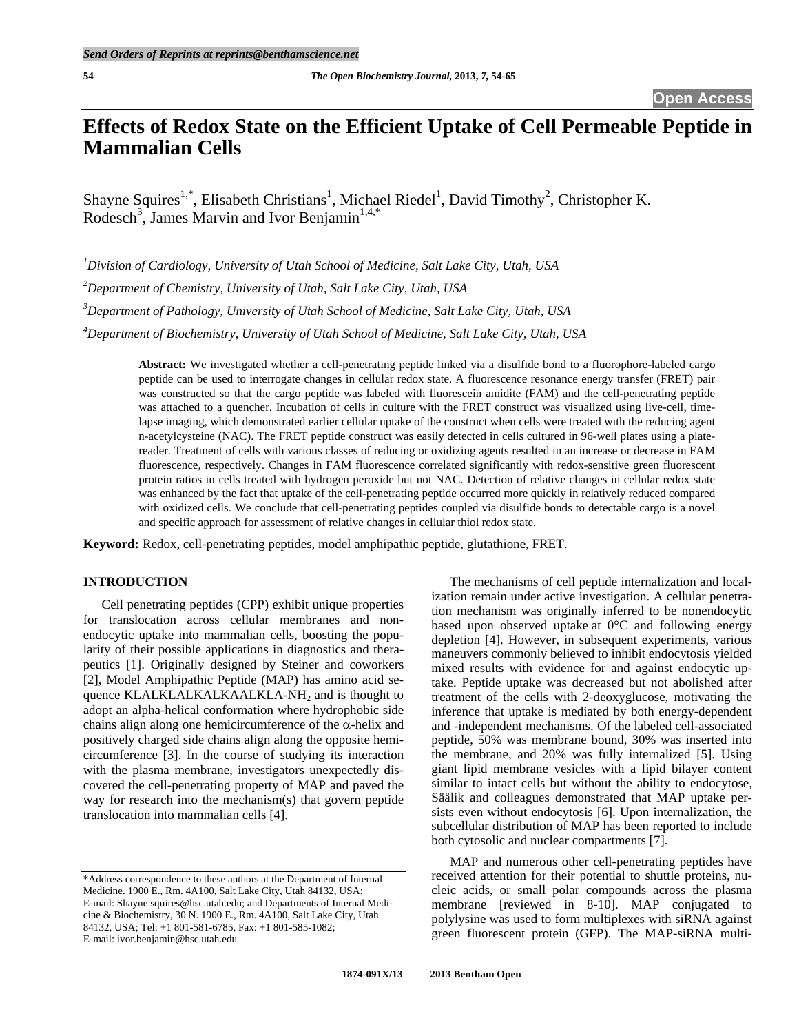# Effects of Redox State on the Efficient Uptake of Cell Permeable Peptide in Mammalian Cells

Shayne Squires[1,*], Elisabeth Christians[1], Michael Riedel[1], David Timothy[2], Christopher K. Rodesch[3], James Marvin and Ivor Benjamin[1,4,*]

[1]*Division of Cardiology, University of Utah School of Medicine, Salt Lake City, Utah, USA*

[2]*Department of Chemistry, University of Utah, Salt Lake City, Utah, USA*

[3]*Department of Pathology, University of Utah School of Medicine, Salt Lake City, Utah, USA*

[4]*Department of Biochemistry, University of Utah School of Medicine, Salt Lake City, Utah, USA*

**Abstract:** We investigated whether a cell-penetrating peptide linked via a disulfide bond to a fluorophore-labeled cargo peptide can be used to interrogate changes in cellular redox state. A fluorescence resonance energy transfer (FRET) pair was constructed so that the cargo peptide was labeled with fluorescein amidite (FAM) and the cell-penetrating peptide was attached to a quencher. Incubation of cells in culture with the FRET construct was visualized using live-cell, time-lapse imaging, which demonstrated earlier cellular uptake of the construct when cells were treated with the reducing agent n-acetylcysteine (NAC). The FRET peptide construct was easily detected in cells cultured in 96-well plates using a plate-reader. Treatment of cells with various classes of reducing or oxidizing agents resulted in an increase or decrease in FAM fluorescence, respectively. Changes in FAM fluorescence correlated significantly with redox-sensitive green fluorescent protein ratios in cells treated with hydrogen peroxide but not NAC. Detection of relative changes in cellular redox state was enhanced by the fact that uptake of the cell-penetrating peptide occurred more quickly in relatively reduced compared with oxidized cells. We conclude that cell-penetrating peptides coupled via disulfide bonds to detectable cargo is a novel and specific approach for assessment of relative changes in cellular thiol redox state.

**Keyword:** Redox, cell-penetrating peptides, model amphipathic peptide, glutathione, FRET.

## INTRODUCTION

Cell penetrating peptides (CPP) exhibit unique properties for translocation across cellular membranes and non-endocytic uptake into mammalian cells, boosting the popularity of their possible applications in diagnostics and therapeutics [1]. Originally designed by Steiner and coworkers [2], Model Amphipathic Peptide (MAP) has amino acid sequence KLALKLALKALKAALKLA-$NH_2$ and is thought to adopt an alpha-helical conformation where hydrophobic side chains align along one hemicircumference of the $\alpha$-helix and positively charged side chains align along the opposite hemicircumference [3]. In the course of studying its interaction with the plasma membrane, investigators unexpectedly discovered the cell-penetrating property of MAP and paved the way for research into the mechanism(s) that govern peptide translocation into mammalian cells [4].

The mechanisms of cell peptide internalization and localization remain under active investigation. A cellular penetration mechanism was originally inferred to be nonendocytic based upon observed uptake at 0°C and following energy depletion [4]. However, in subsequent experiments, various maneuvers commonly believed to inhibit endocytosis yielded mixed results with evidence for and against endocytic uptake. Peptide uptake was decreased but not abolished after treatment of the cells with 2-deoxyglucose, motivating the inference that uptake is mediated by both energy-dependent and -independent mechanisms. Of the labeled cell-associated peptide, 50% was membrane bound, 30% was inserted into the membrane, and 20% was fully internalized [5]. Using giant lipid membrane vesicles with a lipid bilayer content similar to intact cells but without the ability to endocytose, Säälik and colleagues demonstrated that MAP uptake persists even without endocytosis [6]. Upon internalization, the subcellular distribution of MAP has been reported to include both cytosolic and nuclear compartments [7].

MAP and numerous other cell-penetrating peptides have received attention for their potential to shuttle proteins, nucleic acids, or small polar compounds across the plasma membrane [reviewed in 8-10]. MAP conjugated to polylysine was used to form multiplexes with siRNA against green fluorescent protein (GFP). The MAP-siRNA multi-

*Address correspondence to these authors at the Department of Internal Medicine. 1900 E., Rm. 4A100, Salt Lake City, Utah 84132, USA; E-mail: Shayne.squires@hsc.utah.edu; and Departments of Internal Medicine & Biochemistry, 30 N. 1900 E., Rm. 4A100, Salt Lake City, Utah 84132, USA; Tel: +1 801-581-6785, Fax: +1 801-585-1082; E-mail: ivor.benjamin@hsc.utah.edu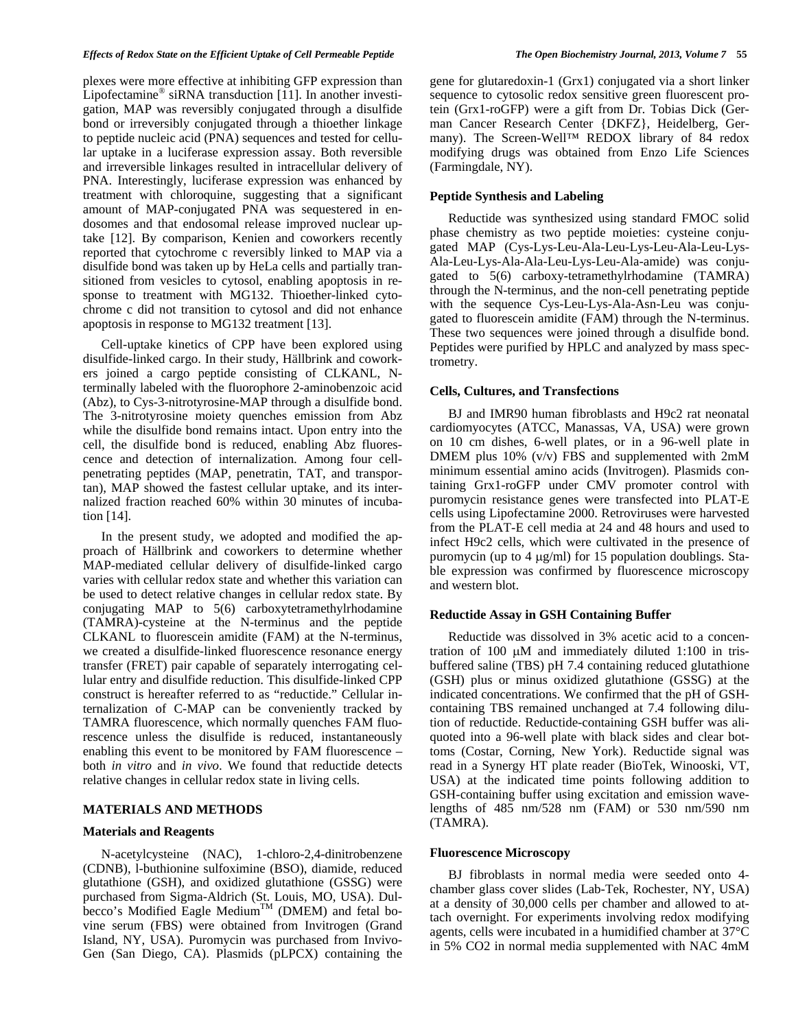plexes were more effective at inhibiting GFP expression than Lipofectamine® siRNA transduction [11]. In another investigation, MAP was reversibly conjugated through a disulfide bond or irreversibly conjugated through a thioether linkage to peptide nucleic acid (PNA) sequences and tested for cellular uptake in a luciferase expression assay. Both reversible and irreversible linkages resulted in intracellular delivery of PNA. Interestingly, luciferase expression was enhanced by treatment with chloroquine, suggesting that a significant amount of MAP-conjugated PNA was sequestered in endosomes and that endosomal release improved nuclear uptake [12]. By comparison, Kenien and coworkers recently reported that cytochrome c reversibly linked to MAP via a disulfide bond was taken up by HeLa cells and partially transitioned from vesicles to cytosol, enabling apoptosis in response to treatment with MG132. Thioether-linked cytochrome c did not transition to cytosol and did not enhance apoptosis in response to MG132 treatment [13].

Cell-uptake kinetics of CPP have been explored using disulfide-linked cargo. In their study, Hällbrink and coworkers joined a cargo peptide consisting of CLKANL, N-terminally labeled with the fluorophore 2-aminobenzoic acid (Abz), to Cys-3-nitrotyrosine-MAP through a disulfide bond. The 3-nitrotyrosine moiety quenches emission from Abz while the disulfide bond remains intact. Upon entry into the cell, the disulfide bond is reduced, enabling Abz fluorescence and detection of internalization. Among four cell-penetrating peptides (MAP, penetratin, TAT, and transportan), MAP showed the fastest cellular uptake, and its internalized fraction reached 60% within 30 minutes of incubation [14].

In the present study, we adopted and modified the approach of Hällbrink and coworkers to determine whether MAP-mediated cellular delivery of disulfide-linked cargo varies with cellular redox state and whether this variation can be used to detect relative changes in cellular redox state. By conjugating MAP to 5(6) carboxytetramethylrhodamine (TAMRA)-cysteine at the N-terminus and the peptide CLKANL to fluorescein amidite (FAM) at the N-terminus, we created a disulfide-linked fluorescence resonance energy transfer (FRET) pair capable of separately interrogating cellular entry and disulfide reduction. This disulfide-linked CPP construct is hereafter referred to as "reductide." Cellular internalization of C-MAP can be conveniently tracked by TAMRA fluorescence, which normally quenches FAM fluorescence unless the disulfide is reduced, instantaneously enabling this event to be monitored by FAM fluorescence – both *in vitro* and *in vivo*. We found that reductide detects relative changes in cellular redox state in living cells.

## MATERIALS AND METHODS

### Materials and Reagents

N-acetylcysteine (NAC), 1-chloro-2,4-dinitrobenzene (CDNB), l-buthionine sulfoximine (BSO), diamide, reduced glutathione (GSH), and oxidized glutathione (GSSG) were purchased from Sigma-Aldrich (St. Louis, MO, USA). Dulbecco's Modified Eagle Medium™ (DMEM) and fetal bovine serum (FBS) were obtained from Invitrogen (Grand Island, NY, USA). Puromycin was purchased from InvivoGen (San Diego, CA). Plasmids (pLPCX) containing the gene for glutaredoxin-1 (Grx1) conjugated via a short linker sequence to cytosolic redox sensitive green fluorescent protein (Grx1-roGFP) were a gift from Dr. Tobias Dick (German Cancer Research Center {DKFZ}, Heidelberg, Germany). The Screen-Well™ REDOX library of 84 redox modifying drugs was obtained from Enzo Life Sciences (Farmingdale, NY).

### Peptide Synthesis and Labeling

Reductide was synthesized using standard FMOC solid phase chemistry as two peptide moieties: cysteine conjugated MAP (Cys-Lys-Leu-Ala-Leu-Lys-Leu-Ala-Leu-Lys-Ala-Leu-Lys-Ala-Ala-Leu-Lys-Leu-Ala-amide) was conjugated to 5(6) carboxy-tetramethylrhodamine (TAMRA) through the N-terminus, and the non-cell penetrating peptide with the sequence Cys-Leu-Lys-Ala-Asn-Leu was conjugated to fluorescein amidite (FAM) through the N-terminus. These two sequences were joined through a disulfide bond. Peptides were purified by HPLC and analyzed by mass spectrometry.

### Cells, Cultures, and Transfections

BJ and IMR90 human fibroblasts and H9c2 rat neonatal cardiomyocytes (ATCC, Manassas, VA, USA) were grown on 10 cm dishes, 6-well plates, or in a 96-well plate in DMEM plus 10% (v/v) FBS and supplemented with 2mM minimum essential amino acids (Invitrogen). Plasmids containing Grx1-roGFP under CMV promoter control with puromycin resistance genes were transfected into PLAT-E cells using Lipofectamine 2000. Retroviruses were harvested from the PLAT-E cell media at 24 and 48 hours and used to infect H9c2 cells, which were cultivated in the presence of puromycin (up to 4 μg/ml) for 15 population doublings. Stable expression was confirmed by fluorescence microscopy and western blot.

### Reductide Assay in GSH Containing Buffer

Reductide was dissolved in 3% acetic acid to a concentration of 100 μM and immediately diluted 1:100 in tris-buffered saline (TBS) pH 7.4 containing reduced glutathione (GSH) plus or minus oxidized glutathione (GSSG) at the indicated concentrations. We confirmed that the pH of GSH-containing TBS remained unchanged at 7.4 following dilution of reductide. Reductide-containing GSH buffer was aliquoted into a 96-well plate with black sides and clear bottoms (Costar, Corning, New York). Reductide signal was read in a Synergy HT plate reader (BioTek, Winooski, VT, USA) at the indicated time points following addition to GSH-containing buffer using excitation and emission wavelengths of 485 nm/528 nm (FAM) or 530 nm/590 nm (TAMRA).

### Fluorescence Microscopy

BJ fibroblasts in normal media were seeded onto 4-chamber glass cover slides (Lab-Tek, Rochester, NY, USA) at a density of 30,000 cells per chamber and allowed to attach overnight. For experiments involving redox modifying agents, cells were incubated in a humidified chamber at 37°C in 5% $CO_2$ in normal media supplemented with NAC 4mM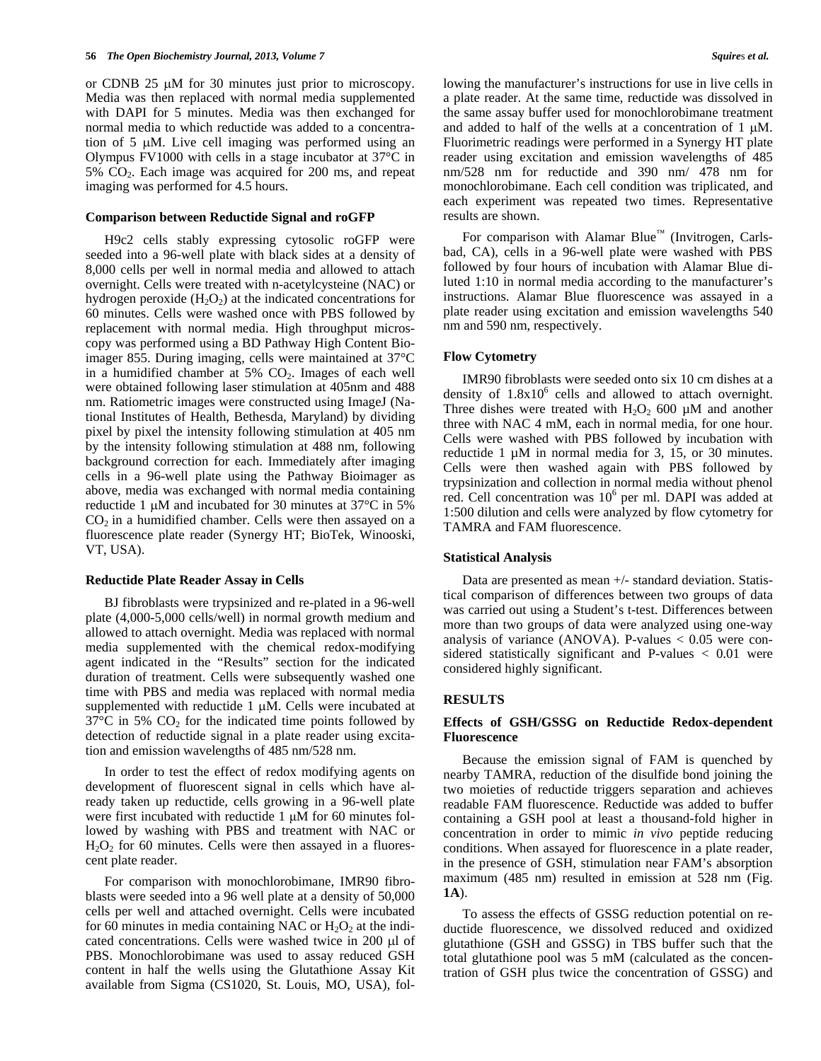or CDNB 25 μM for 30 minutes just prior to microscopy. Media was then replaced with normal media supplemented with DAPI for 5 minutes. Media was then exchanged for normal media to which reductide was added to a concentration of 5 μM. Live cell imaging was performed using an Olympus FV1000 with cells in a stage incubator at 37°C in 5% $CO_2$. Each image was acquired for 200 ms, and repeat imaging was performed for 4.5 hours.

### Comparison between Reductide Signal and roGFP

H9c2 cells stably expressing cytosolic roGFP were seeded into a 96-well plate with black sides at a density of 8,000 cells per well in normal media and allowed to attach overnight. Cells were treated with n-acetylcysteine (NAC) or hydrogen peroxide ($H_2O_2$) at the indicated concentrations for 60 minutes. Cells were washed once with PBS followed by replacement with normal media. High throughput microscopy was performed using a BD Pathway High Content Bioimager 855. During imaging, cells were maintained at 37°C in a humidified chamber at 5% $CO_2$. Images of each well were obtained following laser stimulation at 405nm and 488 nm. Ratiometric images were constructed using ImageJ (National Institutes of Health, Bethesda, Maryland) by dividing pixel by pixel the intensity following stimulation at 405 nm by the intensity following stimulation at 488 nm, following background correction for each. Immediately after imaging cells in a 96-well plate using the Pathway Bioimager as above, media was exchanged with normal media containing reductide 1 μM and incubated for 30 minutes at 37°C in 5% $CO_2$ in a humidified chamber. Cells were then assayed on a fluorescence plate reader (Synergy HT; BioTek, Winooski, VT, USA).

### Reductide Plate Reader Assay in Cells

BJ fibroblasts were trypsinized and re-plated in a 96-well plate (4,000-5,000 cells/well) in normal growth medium and allowed to attach overnight. Media was replaced with normal media supplemented with the chemical redox-modifying agent indicated in the "Results" section for the indicated duration of treatment. Cells were subsequently washed one time with PBS and media was replaced with normal media supplemented with reductide 1 μM. Cells were incubated at 37°C in 5% $CO_2$ for the indicated time points followed by detection of reductide signal in a plate reader using excitation and emission wavelengths of 485 nm/528 nm.

In order to test the effect of redox modifying agents on development of fluorescent signal in cells which have already taken up reductide, cells growing in a 96-well plate were first incubated with reductide 1 μM for 60 minutes followed by washing with PBS and treatment with NAC or $H_2O_2$ for 60 minutes. Cells were then assayed in a fluorescent plate reader.

For comparison with monochlorobimane, IMR90 fibroblasts were seeded into a 96 well plate at a density of 50,000 cells per well and attached overnight. Cells were incubated for 60 minutes in media containing NAC or $H_2O_2$ at the indicated concentrations. Cells were washed twice in 200 μl of PBS. Monochlorobimane was used to assay reduced GSH content in half the wells using the Glutathione Assay Kit available from Sigma (CS1020, St. Louis, MO, USA), following the manufacturer's instructions for use in live cells in a plate reader. At the same time, reductide was dissolved in the same assay buffer used for monochlorobimane treatment and added to half of the wells at a concentration of 1 μM. Fluorimetric readings were performed in a Synergy HT plate reader using excitation and emission wavelengths of 485 nm/528 nm for reductide and 390 nm/ 478 nm for monochlorobimane. Each cell condition was triplicated, and each experiment was repeated two times. Representative results are shown.

For comparison with Alamar Blue™ (Invitrogen, Carlsbad, CA), cells in a 96-well plate were washed with PBS followed by four hours of incubation with Alamar Blue diluted 1:10 in normal media according to the manufacturer's instructions. Alamar Blue fluorescence was assayed in a plate reader using excitation and emission wavelengths 540 nm and 590 nm, respectively.

### Flow Cytometry

IMR90 fibroblasts were seeded onto six 10 cm dishes at a density of $1.8 \times 10^6$ cells and allowed to attach overnight. Three dishes were treated with $H_2O_2$ 600 μM and another three with NAC 4 mM, each in normal media, for one hour. Cells were washed with PBS followed by incubation with reductide 1 μM in normal media for 3, 15, or 30 minutes. Cells were then washed again with PBS followed by trypsinization and collection in normal media without phenol red. Cell concentration was $10^6$ per ml. DAPI was added at 1:500 dilution and cells were analyzed by flow cytometry for TAMRA and FAM fluorescence.

### Statistical Analysis

Data are presented as mean +/- standard deviation. Statistical comparison of differences between two groups of data was carried out using a Student's t-test. Differences between more than two groups of data were analyzed using one-way analysis of variance (ANOVA). P-values $< 0.05$ were considered statistically significant and P-values $< 0.01$ were considered highly significant.

## RESULTS

### Effects of GSH/GSSG on Reductide Redox-dependent Fluorescence

Because the emission signal of FAM is quenched by nearby TAMRA, reduction of the disulfide bond joining the two moieties of reductide triggers separation and achieves readable FAM fluorescence. Reductide was added to buffer containing a GSH pool at least a thousand-fold higher in concentration in order to mimic *in vivo* peptide reducing conditions. When assayed for fluorescence in a plate reader, in the presence of GSH, stimulation near FAM's absorption maximum (485 nm) resulted in emission at 528 nm (Fig. **1A**).

To assess the effects of GSSG reduction potential on reductide fluorescence, we dissolved reduced and oxidized glutathione (GSH and GSSG) in TBS buffer such that the total glutathione pool was 5 mM (calculated as the concentration of GSH plus twice the concentration of GSSG) and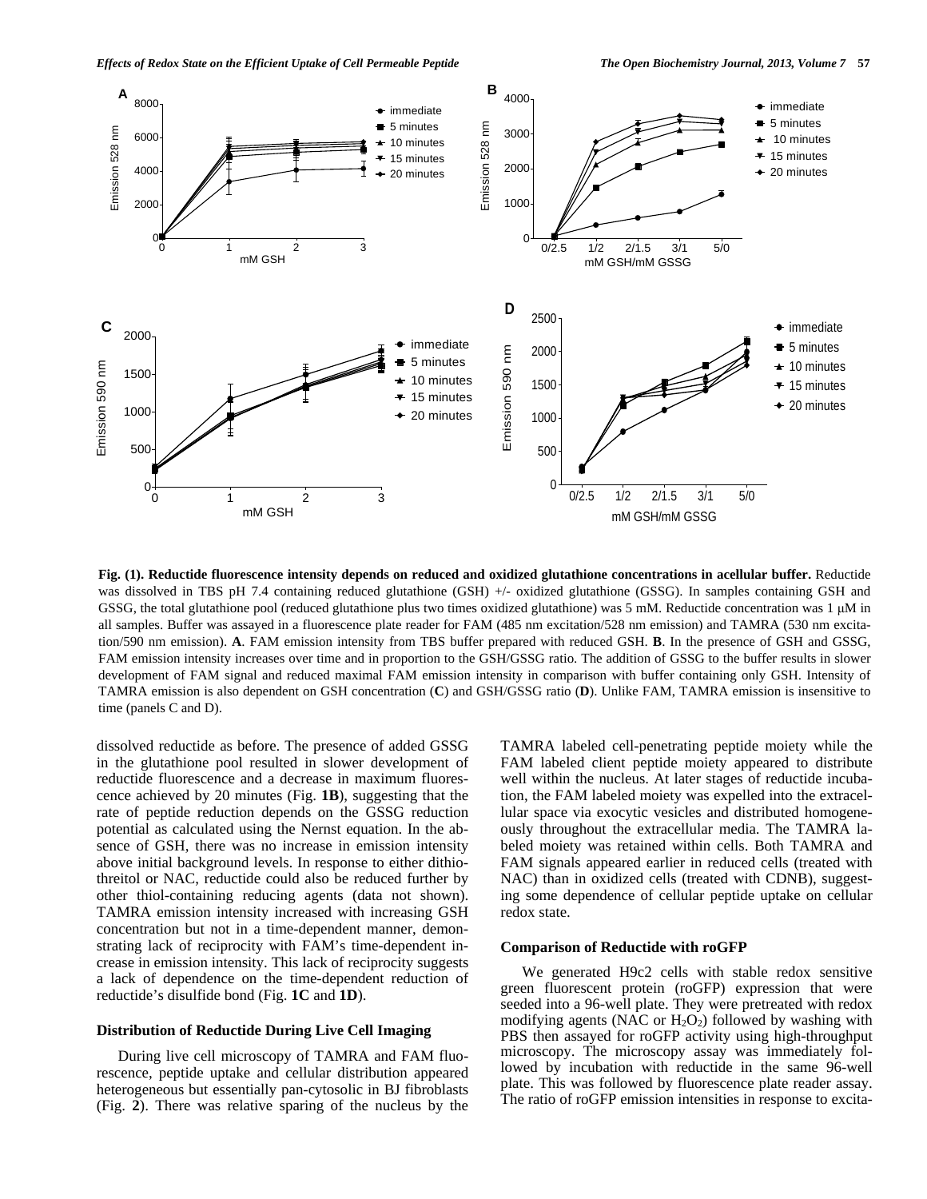**Fig. (1). Reductide fluorescence intensity depends on reduced and oxidized glutathione concentrations in acellular buffer.** Reductide was dissolved in TBS pH 7.4 containing reduced glutathione (GSH) +/- oxidized glutathione (GSSG). In samples containing GSH and GSSG, the total glutathione pool (reduced glutathione plus two times oxidized glutathione) was 5 mM. Reductide concentration was 1 μM in all samples. Buffer was assayed in a fluorescence plate reader for FAM (485 nm excitation/528 nm emission) and TAMRA (530 nm excitation/590 nm emission). **A**. FAM emission intensity from TBS buffer prepared with reduced GSH. **B**. In the presence of GSH and GSSG, FAM emission intensity increases over time and in proportion to the GSH/GSSG ratio. The addition of GSSG to the buffer results in slower development of FAM signal and reduced maximal FAM emission intensity in comparison with buffer containing only GSH. Intensity of TAMRA emission is also dependent on GSH concentration (**C**) and GSH/GSSG ratio (**D**). Unlike FAM, TAMRA emission is insensitive to time (panels C and D).

dissolved reductide as before. The presence of added GSSG in the glutathione pool resulted in slower development of reductide fluorescence and a decrease in maximum fluorescence achieved by 20 minutes (Fig. **1B**), suggesting that the rate of peptide reduction depends on the GSSG reduction potential as calculated using the Nernst equation. In the absence of GSH, there was no increase in emission intensity above initial background levels. In response to either dithiothreitol or NAC, reductide could also be reduced further by other thiol-containing reducing agents (data not shown). TAMRA emission intensity increased with increasing GSH concentration but not in a time-dependent manner, demonstrating lack of reciprocity with FAM's time-dependent increase in emission intensity. This lack of reciprocity suggests a lack of dependence on the time-dependent reduction of reductide's disulfide bond (Fig. **1C** and **1D**).

### Distribution of Reductide During Live Cell Imaging

During live cell microscopy of TAMRA and FAM fluorescence, peptide uptake and cellular distribution appeared heterogeneous but essentially pan-cytosolic in BJ fibroblasts (Fig. **2**). There was relative sparing of the nucleus by the TAMRA labeled cell-penetrating peptide moiety while the FAM labeled client peptide moiety appeared to distribute well within the nucleus. At later stages of reductide incubation, the FAM labeled moiety was expelled into the extracellular space *via* exocytic vesicles and distributed homogeneously throughout the extracellular media. The TAMRA labeled moiety was retained within cells. Both TAMRA and FAM signals appeared earlier in reduced cells (treated with NAC) than in oxidized cells (treated with CDNB), suggesting some dependence of cellular peptide uptake on cellular redox state.

### Comparison of Reductide with roGFP

We generated H9c2 cells with stable redox sensitive green fluorescent protein (roGFP) expression that were seeded into a 96-well plate. They were pretreated with redox modifying agents (NAC or $H_2O_2$) followed by washing with PBS then assayed for roGFP activity using high-throughput microscopy. The microscopy assay was immediately followed by incubation with reductide in the same 96-well plate. This was followed by fluorescence plate reader assay. The ratio of roGFP emission intensities in response to excita-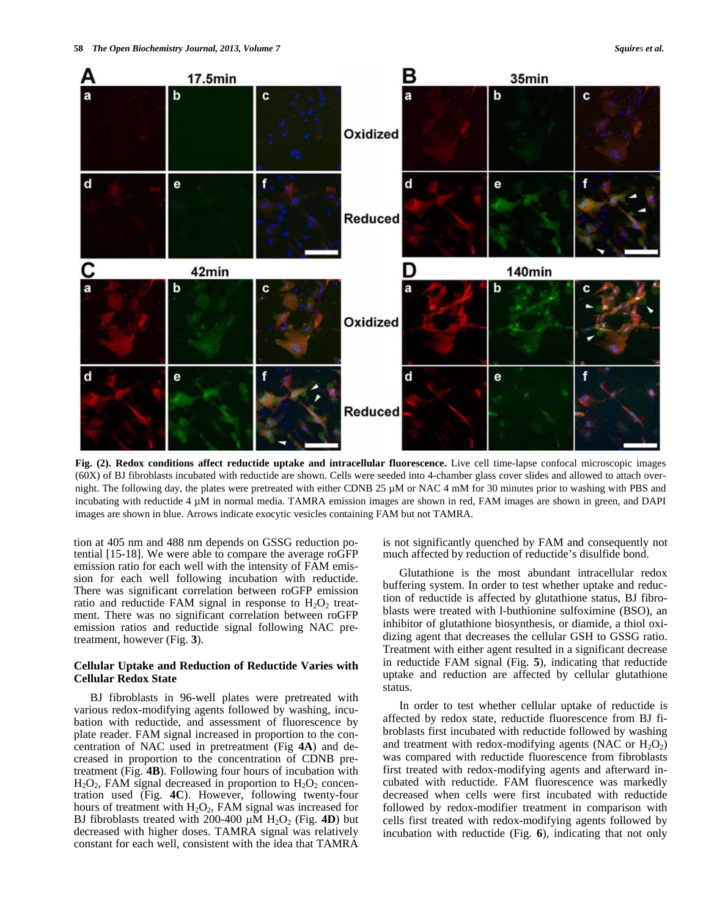**Fig. (2). Redox conditions affect reductide uptake and intracellular fluorescence.** Live cell time-lapse confocal microscopic images (60X) of BJ fibroblasts incubated with reductide are shown. Cells were seeded into 4-chamber glass cover slides and allowed to attach overnight. The following day, the plates were pretreated with either CDNB 25 µM or NAC 4 mM for 30 minutes prior to washing with PBS and incubating with reductide 4 µM in normal media. TAMRA emission images are shown in red, FAM images are shown in green, and DAPI images are shown in blue. Arrows indicate exocytic vesicles containing FAM but not TAMRA.

tion at 405 nm and 488 nm depends on GSSG reduction potential [15-18]. We were able to compare the average roGFP emission ratio for each well with the intensity of FAM emission for each well following incubation with reductide. There was significant correlation between roGFP emission ratio and reductide FAM signal in response to $H_2O_2$ treatment. There was no significant correlation between roGFP emission ratios and reductide signal following NAC pretreatment, however (Fig. **3**).

### Cellular Uptake and Reduction of Reductide Varies with Cellular Redox State

BJ fibroblasts in 96-well plates were pretreated with various redox-modifying agents followed by washing, incubation with reductide, and assessment of fluorescence by plate reader. FAM signal increased in proportion to the concentration of NAC used in pretreatment (Fig **4A**) and decreased in proportion to the concentration of CDNB pretreatment (Fig. **4B**). Following four hours of incubation with $H_2O_2$, FAM signal decreased in proportion to $H_2O_2$ concentration used (Fig. **4C**). However, following twenty-four hours of treatment with $H_2O_2$, FAM signal was increased for BJ fibroblasts treated with 200-400 µM $H_2O_2$ (Fig. **4D**) but decreased with higher doses. TAMRA signal was relatively constant for each well, consistent with the idea that TAMRA is not significantly quenched by FAM and consequently not much affected by reduction of reductide's disulfide bond.

Glutathione is the most abundant intracellular redox buffering system. In order to test whether uptake and reduction of reductide is affected by glutathione status, BJ fibroblasts were treated with l-buthionine sulfoximide (BSO), an inhibitor of glutathione biosynthesis, or diamide, a thiol oxidizing agent that decreases the cellular GSH to GSSG ratio. Treatment with either agent resulted in a significant decrease in reductide FAM signal (Fig. **5**), indicating that reductide uptake and reduction are affected by cellular glutathione status.

In order to test whether cellular uptake of reductide is affected by redox state, reductide fluorescence from BJ fibroblasts first incubated with reductide followed by washing and treatment with redox-modifying agents (NAC or $H_2O_2$) was compared with reductide fluorescence from fibroblasts first treated with redox-modifying agents and afterward incubated with reductide. FAM fluorescence was markedly decreased when cells were first incubated with reductide followed by redox-modifier treatment in comparison with cells first treated with redox-modifying agents followed by incubation with reductide (Fig. **6**), indicating that not only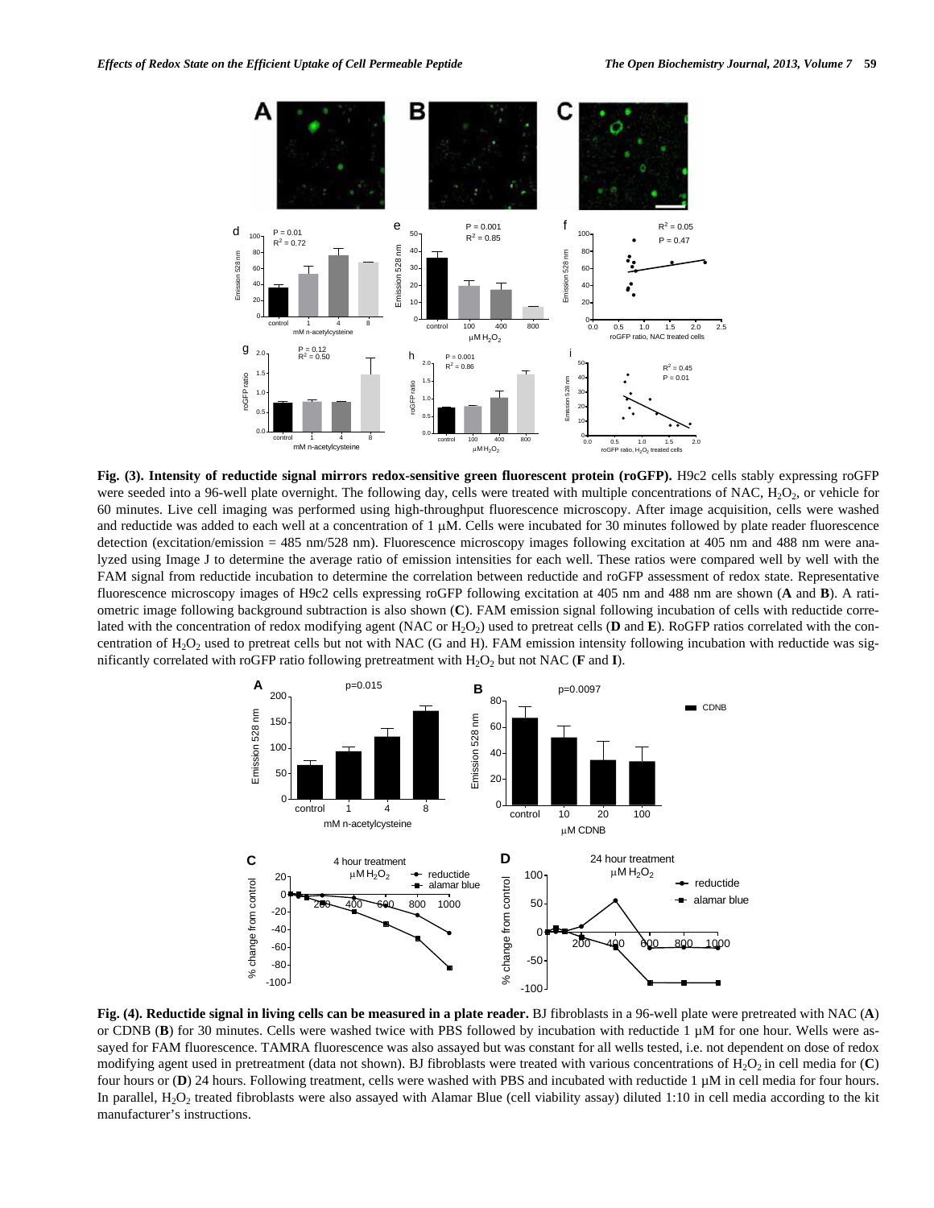**Fig. (3). Intensity of reductide signal mirrors redox-sensitive green fluorescent protein (roGFP).** H9c2 cells stably expressing roGFP were seeded into a 96-well plate overnight. The following day, cells were treated with multiple concentrations of NAC, $H_2O_2$, or vehicle for 60 minutes. Live cell imaging was performed using high-throughput fluorescence microscopy. After image acquisition, cells were washed and reductide was added to each well at a concentration of 1 μM. Cells were incubated for 30 minutes followed by plate reader fluorescence detection (excitation/emission = 485 nm/528 nm). Fluorescence microscopy images following excitation at 405 nm and 488 nm were analyzed using Image J to determine the average ratio of emission intensities for each well. These ratios were compared well by well with the FAM signal from reductide incubation to determine the correlation between reductide and roGFP assessment of redox state. Representative fluorescence microscopy images of H9c2 cells expressing roGFP following excitation at 405 nm and 488 nm are shown (**A** and **B**). A ratiometric image following background subtraction is also shown (**C**). FAM emission signal following incubation of cells with reductide correlated with the concentration of redox modifying agent (NAC or $H_2O_2$) used to pretreat cells (**D** and **E**). RoGFP ratios correlated with the concentration of $H_2O_2$ used to pretreat cells but not with NAC (G and H). FAM emission intensity following incubation with reductide was significantly correlated with roGFP ratio following pretreatment with $H_2O_2$ but not NAC (**F** and **I**).

**Fig. (4). Reductide signal in living cells can be measured in a plate reader.** BJ fibroblasts in a 96-well plate were pretreated with NAC (**A**) or CDNB (**B**) for 30 minutes. Cells were washed twice with PBS followed by incubation with reductide 1 μM for one hour. Wells were assayed for FAM fluorescence. TAMRA fluorescence was also assayed but was constant for all wells tested, i.e. not dependent on dose of redox modifying agent used in pretreatment (data not shown). BJ fibroblasts were treated with various concentrations of $H_2O_2$ in cell media for (**C**) four hours or (**D**) 24 hours. Following treatment, cells were washed with PBS and incubated with reductide 1 μM in cell media for four hours. In parallel, $H_2O_2$ treated fibroblasts were also assayed with Alamar Blue (cell viability assay) diluted 1:10 in cell media according to the kit manufacturer's instructions.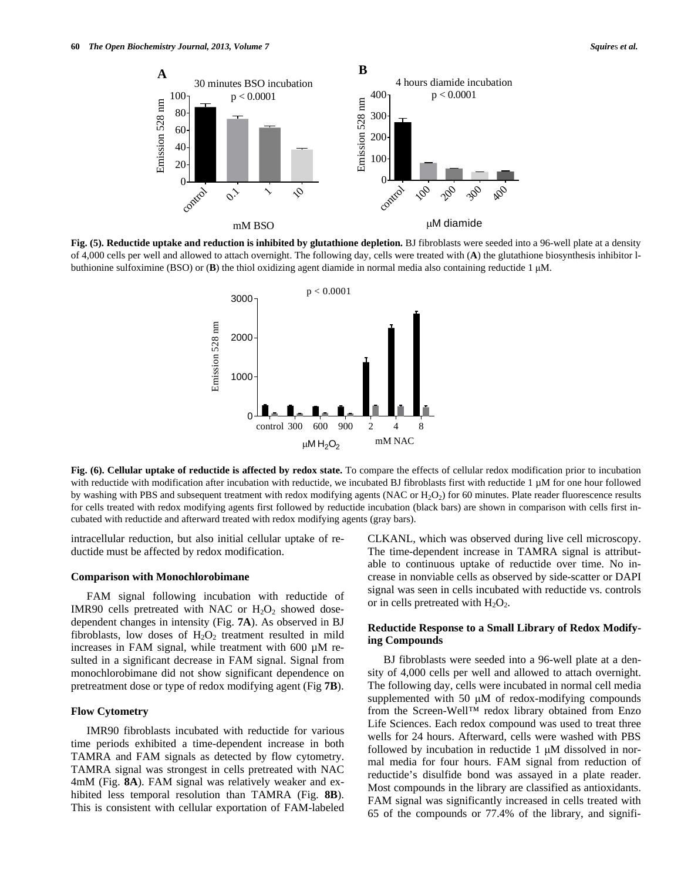Fig. (5). **Reductide uptake and reduction is inhibited by glutathione depletion.** BJ fibroblasts were seeded into a 96-well plate at a density of 4,000 cells per well and allowed to attach overnight. The following day, cells were treated with (**A**) the glutathione biosynthesis inhibitor l-buthionine sulfoximine (BSO) or (**B**) the thiol oxidizing agent diamide in normal media also containing reductide 1 μM.

Fig. (6). **Cellular uptake of reductide is affected by redox state.** To compare the effects of cellular redox modification prior to incubation with reductide with modification after incubation with reductide, we incubated BJ fibroblasts first with reductide 1 μM for one hour followed by washing with PBS and subsequent treatment with redox modifying agents (NAC or $H_2O_2$) for 60 minutes. Plate reader fluorescence results for cells treated with redox modifying agents first followed by reductide incubation (black bars) are shown in comparison with cells first incubated with reductide and afterward treated with redox modifying agents (gray bars).

intracellular reduction, but also initial cellular uptake of reductide must be affected by redox modification.

### Comparison with Monochlorobimane

FAM signal following incubation with reductide of IMR90 cells pretreated with NAC or $H_2O_2$ showed dose-dependent changes in intensity (Fig. **7A**). As observed in BJ fibroblasts, low doses of $H_2O_2$ treatment resulted in mild increases in FAM signal, while treatment with 600 μM resulted in a significant decrease in FAM signal. Signal from monochlorobimane did not show significant dependence on pretreatment dose or type of redox modifying agent (Fig **7B**).

### Flow Cytometry

IMR90 fibroblasts incubated with reductide for various time periods exhibited a time-dependent increase in both TAMRA and FAM signals as detected by flow cytometry. TAMRA signal was strongest in cells pretreated with NAC 4mM (Fig. **8A**). FAM signal was relatively weaker and exhibited less temporal resolution than TAMRA (Fig. **8B**). This is consistent with cellular exportation of FAM-labeled CLKANL, which was observed during live cell microscopy. The time-dependent increase in TAMRA signal is attributable to continuous uptake of reductide over time. No increase in nonviable cells as observed by side-scatter or DAPI signal was seen in cells incubated with reductide vs. controls or in cells pretreated with $H_2O_2$.

### Reductide Response to a Small Library of Redox Modifying Compounds

BJ fibroblasts were seeded into a 96-well plate at a density of 4,000 cells per well and allowed to attach overnight. The following day, cells were incubated in normal cell media supplemented with 50 μM of redox-modifying compounds from the Screen-Well™ redox library obtained from Enzo Life Sciences. Each redox compound was used to treat three wells for 24 hours. Afterward, cells were washed with PBS followed by incubation in reductide 1 μM dissolved in normal media for four hours. FAM signal from reduction of reductide's disulfide bond was assayed in a plate reader. Most compounds in the library are classified as antioxidants. FAM signal was significantly increased in cells treated with 65 of the compounds or 77.4% of the library, and signifi-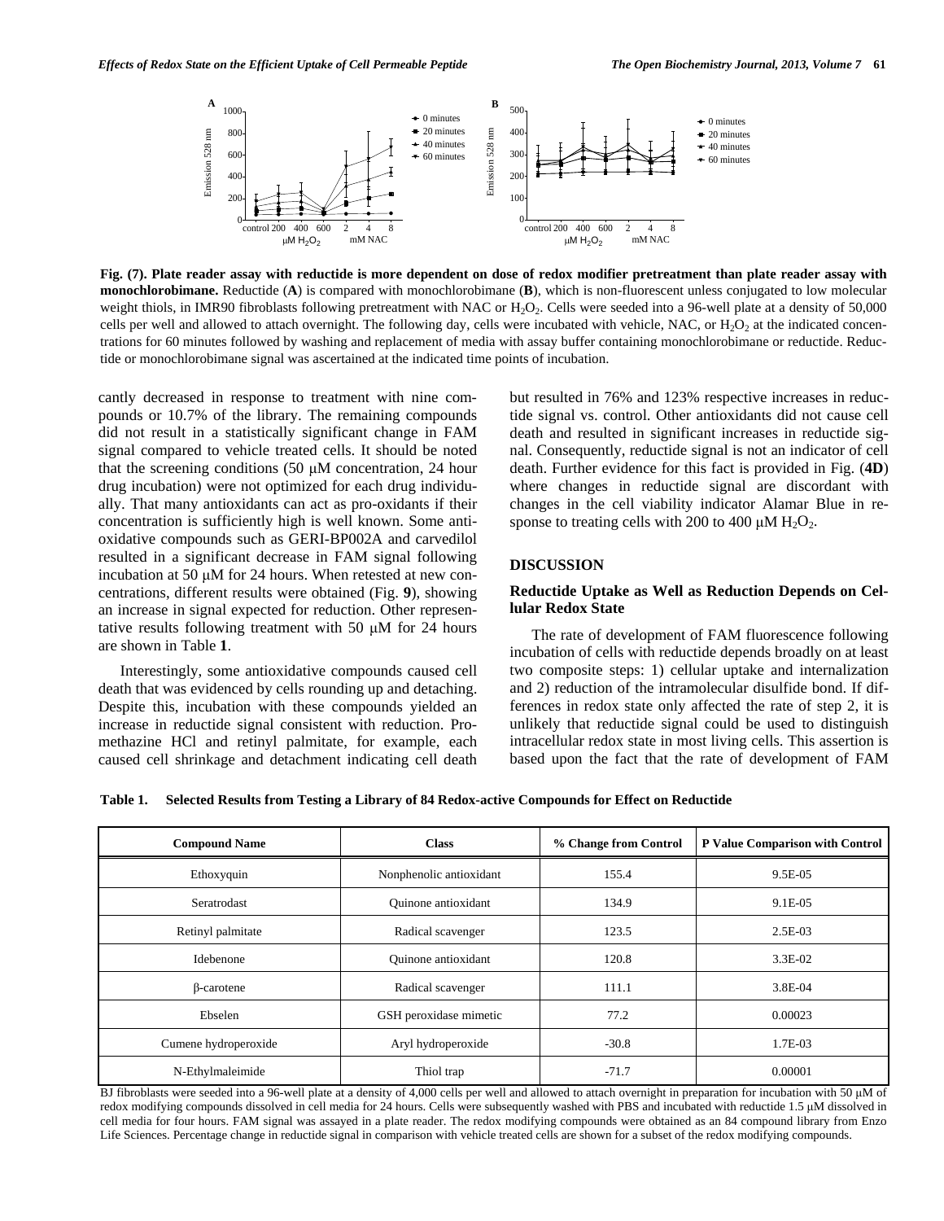**Fig. (7). Plate reader assay with reductide is more dependent on dose of redox modifier pretreatment than plate reader assay with monochlorobimane.** Reductide (**A**) is compared with monochlorobimane (**B**), which is non-fluorescent unless conjugated to low molecular weight thiols, in IMR90 fibroblasts following pretreatment with NAC or $H_2O_2$. Cells were seeded into a 96-well plate at a density of 50,000 cells per well and allowed to attach overnight. The following day, cells were incubated with vehicle, NAC, or $H_2O_2$ at the indicated concentrations for 60 minutes followed by washing and replacement of media with assay buffer containing monochlorobimane or reductide. Reductide or monochlorobimane signal was ascertained at the indicated time points of incubation.

cantly decreased in response to treatment with nine compounds or 10.7% of the library. The remaining compounds did not result in a statistically significant change in FAM signal compared to vehicle treated cells. It should be noted that the screening conditions (50 μM concentration, 24 hour drug incubation) were not optimized for each drug individually. That many antioxidants can act as pro-oxidants if their concentration is sufficiently high is well known. Some antioxidative compounds such as GERI-BP002A and carvedilol resulted in a significant decrease in FAM signal following incubation at 50 μM for 24 hours. When retested at new concentrations, different results were obtained (Fig. **9**), showing an increase in signal expected for reduction. Other representative results following treatment with 50 μM for 24 hours are shown in Table **1**.

Interestingly, some antioxidative compounds caused cell death that was evidenced by cells rounding up and detaching. Despite this, incubation with these compounds yielded an increase in reductide signal consistent with reduction. Promethazine HCl and retinyl palmitate, for example, each caused cell shrinkage and detachment indicating cell death but resulted in 76% and 123% respective increases in reductide signal vs. control. Other antioxidants did not cause cell death and resulted in significant increases in reductide signal. Consequently, reductide signal is not an indicator of cell death. Further evidence for this fact is provided in Fig. (**4D**) where changes in reductide signal are discordant with changes in the cell viability indicator Alamar Blue in response to treating cells with 200 to 400 μM $H_2O_2$.

## DISCUSSION

### Reductide Uptake as Well as Reduction Depends on Cellular Redox State

The rate of development of FAM fluorescence following incubation of cells with reductide depends broadly on at least two composite steps: 1) cellular uptake and internalization and 2) reduction of the intramolecular disulfide bond. If differences in redox state only affected the rate of step 2, it is unlikely that reductide signal could be used to distinguish intracellular redox state in most living cells. This assertion is based upon the fact that the rate of development of FAM

**Table 1. Selected Results from Testing a Library of 84 Redox-active Compounds for Effect on Reductide**

| Compound Name | Class | % Change from Control | P Value Comparison with Control |
|---|---|---|---|
| Ethoxyquin | Nonphenolic antioxidant | 155.4 | 9.5E-05 |
| Seratrodast | Quinone antioxidant | 134.9 | 9.1E-05 |
| Retinyl palmitate | Radical scavenger | 123.5 | 2.5E-03 |
| Idebenone | Quinone antioxidant | 120.8 | 3.3E-02 |
| β-carotene | Radical scavenger | 111.1 | 3.8E-04 |
| Ebselen | GSH peroxidase mimetic | 77.2 | 0.00023 |
| Cumene hydroperoxide | Aryl hydroperoxide | -30.8 | 1.7E-03 |
| N-Ethylmaleimide | Thiol trap | -71.7 | 0.00001 |

BJ fibroblasts were seeded into a 96-well plate at a density of 4,000 cells per well and allowed to attach overnight in preparation for incubation with 50 μM of redox modifying compounds dissolved in cell media for 24 hours. Cells were subsequently washed with PBS and incubated with reductide 1.5 μM dissolved in cell media for four hours. FAM signal was assayed in a plate reader. The redox modifying compounds were obtained as an 84 compound library from Enzo Life Sciences. Percentage change in reductide signal in comparison with vehicle treated cells are shown for a subset of the redox modifying compounds.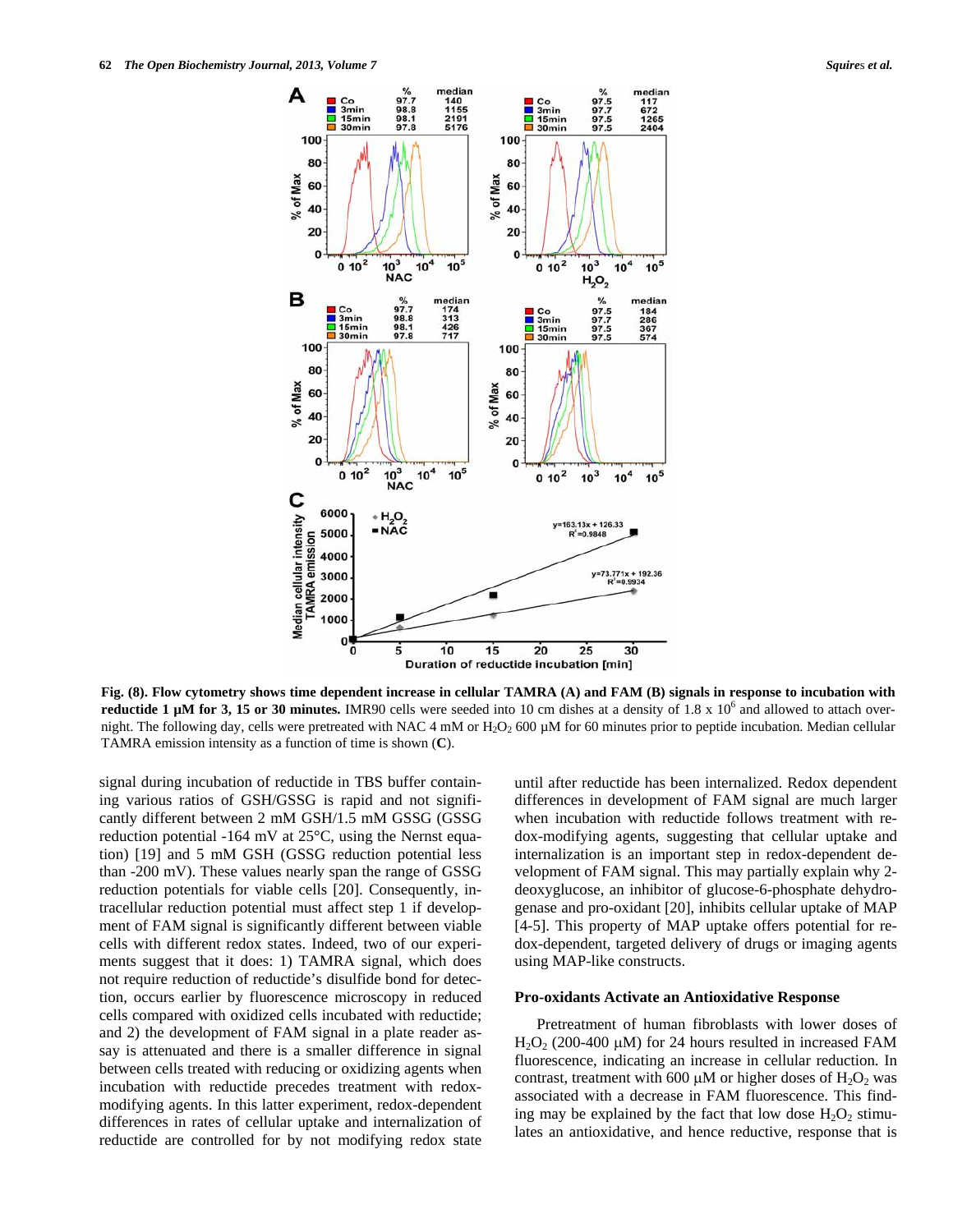**Fig. (8). Flow cytometry shows time dependent increase in cellular TAMRA (A) and FAM (B) signals in response to incubation with reductide 1 µM for 3, 15 or 30 minutes.** IMR90 cells were seeded into 10 cm dishes at a density of 1.8 x $10^6$ and allowed to attach overnight. The following day, cells were pretreated with NAC 4 mM or $H_2O_2$ 600 µM for 60 minutes prior to peptide incubation. Median cellular TAMRA emission intensity as a function of time is shown (**C**).

signal during incubation of reductide in TBS buffer containing various ratios of GSH/GSSG is rapid and not significantly different between 2 mM GSH/1.5 mM GSSG (GSSG reduction potential -164 mV at 25°C, using the Nernst equation) [19] and 5 mM GSH (GSSG reduction potential less than -200 mV). These values nearly span the range of GSSG reduction potentials for viable cells [20]. Consequently, intracellular reduction potential must affect step 1 if development of FAM signal is significantly different between viable cells with different redox states. Indeed, two of our experiments suggest that it does: 1) TAMRA signal, which does not require reduction of reductide's disulfide bond for detection, occurs earlier by fluorescence microscopy in reduced cells compared with oxidized cells incubated with reductide; and 2) the development of FAM signal in a plate reader assay is attenuated and there is a smaller difference in signal between cells treated with reducing or oxidizing agents when incubation with reductide precedes treatment with redox-modifying agents. In this latter experiment, redox-dependent differences in rates of cellular uptake and internalization of reductide are controlled for by not modifying redox state until after reductide has been internalized. Redox dependent differences in development of FAM signal are much larger when incubation with reductide follows treatment with redox-modifying agents, suggesting that cellular uptake and internalization is an important step in redox-dependent development of FAM signal. This may partially explain why 2-deoxyglucose, an inhibitor of glucose-6-phosphate dehydrogenase and pro-oxidant [20], inhibits cellular uptake of MAP [4-5]. This property of MAP uptake offers potential for redox-dependent, targeted delivery of drugs or imaging agents using MAP-like constructs.

### Pro-oxidants Activate an Antioxidative Response

Pretreatment of human fibroblasts with lower doses of $H_2O_2$ (200-400 µM) for 24 hours resulted in increased FAM fluorescence, indicating an increase in cellular reduction. In contrast, treatment with 600 µM or higher doses of $H_2O_2$ was associated with a decrease in FAM fluorescence. This finding may be explained by the fact that low dose $H_2O_2$ stimulates an antioxidative, and hence reductive, response that is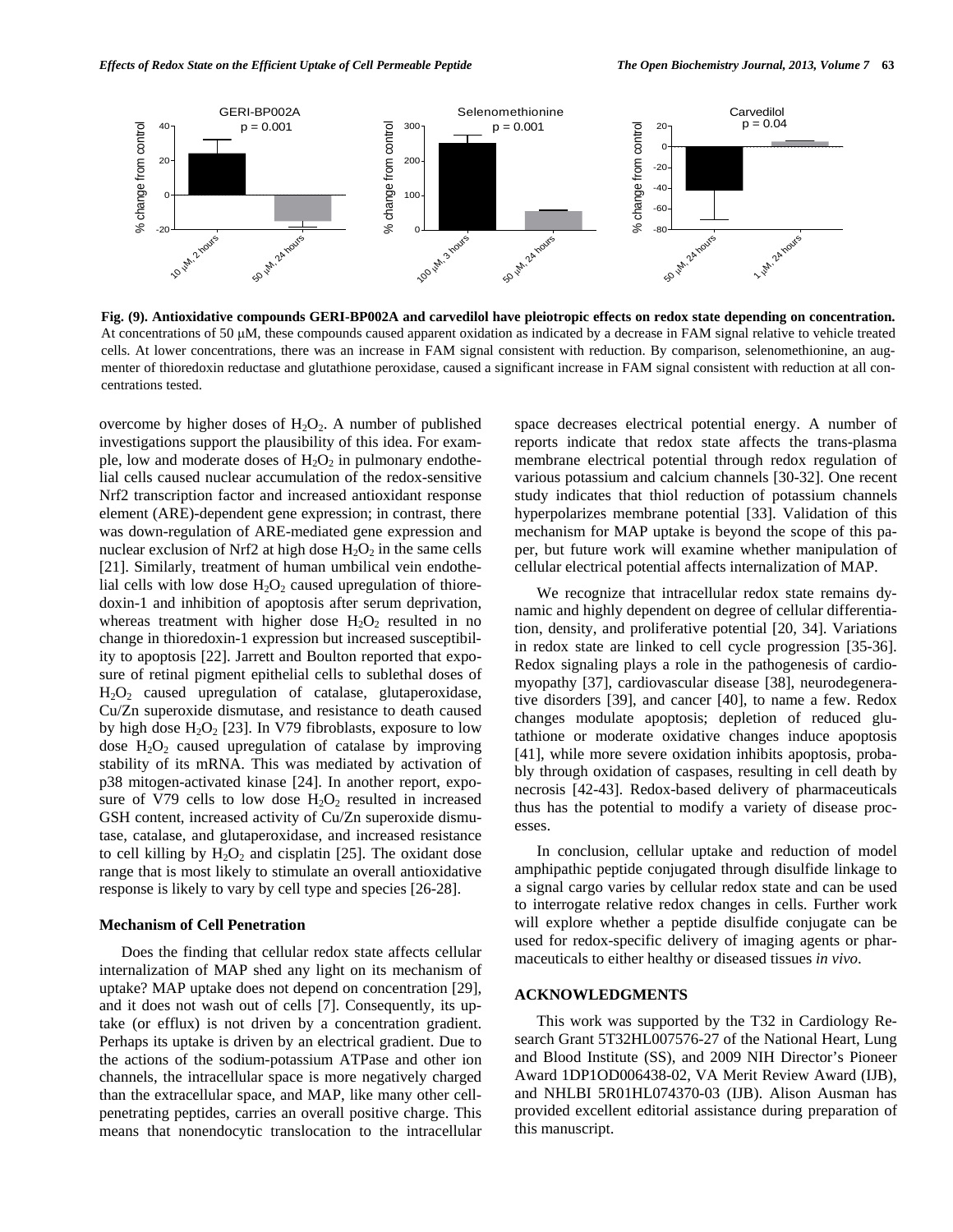**Fig. (9). Antioxidative compounds GERI-BP002A and carvedilol have pleiotropic effects on redox state depending on concentration.** At concentrations of 50 μM, these compounds caused apparent oxidation as indicated by a decrease in FAM signal relative to vehicle treated cells. At lower concentrations, there was an increase in FAM signal consistent with reduction. By comparison, selenomethionine, an augmenter of thioredoxin reductase and glutathione peroxidase, caused a significant increase in FAM signal consistent with reduction at all concentrations tested.

overcome by higher doses of $H_2O_2$. A number of published investigations support the plausibility of this idea. For example, low and moderate doses of $H_2O_2$ in pulmonary endothelial cells caused nuclear accumulation of the redox-sensitive Nrf2 transcription factor and increased antioxidant response element (ARE)-dependent gene expression; in contrast, there was down-regulation of ARE-mediated gene expression and nuclear exclusion of Nrf2 at high dose $H_2O_2$ in the same cells [21]. Similarly, treatment of human umbilical vein endothelial cells with low dose $H_2O_2$ caused upregulation of thioredoxin-1 and inhibition of apoptosis after serum deprivation, whereas treatment with higher dose $H_2O_2$ resulted in no change in thioredoxin-1 expression but increased susceptibility to apoptosis [22]. Jarrett and Boulton reported that exposure of retinal pigment epithelial cells to sublethal doses of $H_2O_2$ caused upregulation of catalase, glutaperoxidase, Cu/Zn superoxide dismutase, and resistance to death caused by high dose $H_2O_2$ [23]. In V79 fibroblasts, exposure to low dose $H_2O_2$ caused upregulation of catalase by improving stability of its mRNA. This was mediated by activation of p38 mitogen-activated kinase [24]. In another report, exposure of V79 cells to low dose $H_2O_2$ resulted in increased GSH content, increased activity of Cu/Zn superoxide dismutase, catalase, and glutaperoxidase, and increased resistance to cell killing by $H_2O_2$ and cisplatin [25]. The oxidant dose range that is most likely to stimulate an overall antioxidative response is likely to vary by cell type and species [26-28].

### Mechanism of Cell Penetration

Does the finding that cellular redox state affects cellular internalization of MAP shed any light on its mechanism of uptake? MAP uptake does not depend on concentration [29], and it does not wash out of cells [7]. Consequently, its uptake (or efflux) is not driven by a concentration gradient. Perhaps its uptake is driven by an electrical gradient. Due to the actions of the sodium-potassium ATPase and other ion channels, the intracellular space is more negatively charged than the extracellular space, and MAP, like many other cell-penetrating peptides, carries an overall positive charge. This means that nonendocytic translocation to the intracellular space decreases electrical potential energy. A number of reports indicate that redox state affects the trans-plasma membrane electrical potential through redox regulation of various potassium and calcium channels [30-32]. One recent study indicates that thiol reduction of potassium channels hyperpolarizes membrane potential [33]. Validation of this mechanism for MAP uptake is beyond the scope of this paper, but future work will examine whether manipulation of cellular electrical potential affects internalization of MAP.

We recognize that intracellular redox state remains dynamic and highly dependent on degree of cellular differentiation, density, and proliferative potential [20, 34]. Variations in redox state are linked to cell cycle progression [35-36]. Redox signaling plays a role in the pathogenesis of cardiomyopathy [37], cardiovascular disease [38], neurodegenerative disorders [39], and cancer [40], to name a few. Redox changes modulate apoptosis; depletion of reduced glutathione or moderate oxidative changes induce apoptosis [41], while more severe oxidation inhibits apoptosis, probably through oxidation of caspases, resulting in cell death by necrosis [42-43]. Redox-based delivery of pharmaceuticals thus has the potential to modify a variety of disease processes.

In conclusion, cellular uptake and reduction of model amphipathic peptide conjugated through disulfide linkage to a signal cargo varies by cellular redox state and can be used to interrogate relative redox changes in cells. Further work will explore whether a peptide disulfide conjugate can be used for redox-specific delivery of imaging agents or pharmaceuticals to either healthy or diseased tissues *in vivo*.

## ACKNOWLEDGMENTS

This work was supported by the T32 in Cardiology Research Grant 5T32HL007576-27 of the National Heart, Lung and Blood Institute (SS), and 2009 NIH Director's Pioneer Award 1DP1OD006438-02, VA Merit Review Award (IJB), and NHLBI 5R01HL074370-03 (IJB). Alison Ausman has provided excellent editorial assistance during preparation of this manuscript.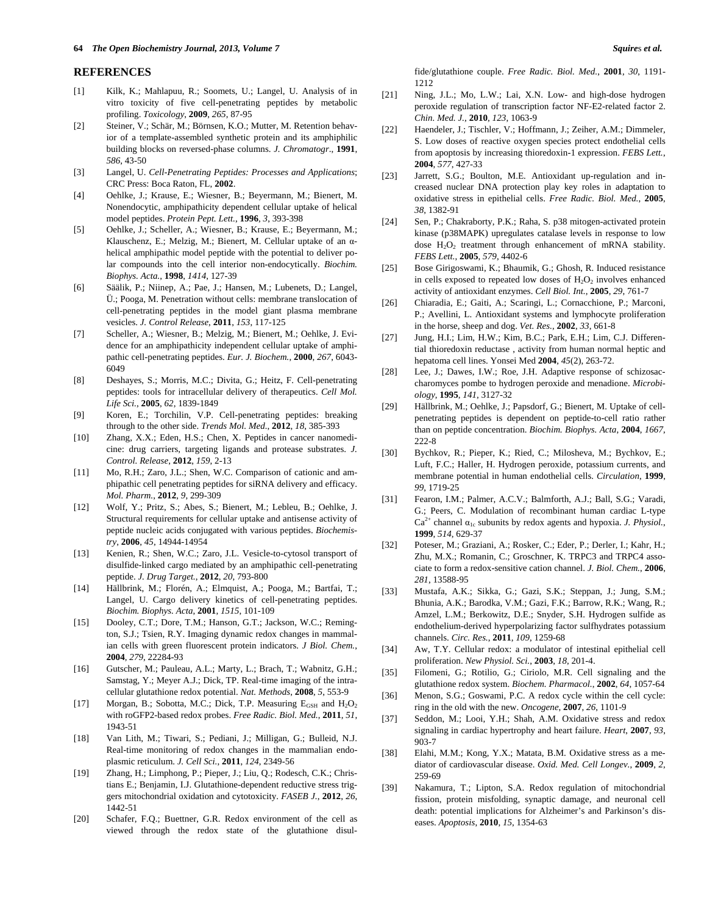## REFERENCES

[1] Kilk, K.; Mahlapuu, R.; Soomets, U.; Langel, U. Analysis of in vitro toxicity of five cell-penetrating peptides by metabolic profiling. *Toxicology*, **2009**, *265*, 87-95

[2] Steiner, V.; Schär, M.; Börnsen, K.O.; Mutter, M. Retention behavior of a template-assembled synthetic protein and its amphiphilic building blocks on reversed-phase columns. *J. Chromatogr*., **1991**, *586*, 43-50

[3] Langel, U. *Cell-Penetrating Peptides: Processes and Applications*; CRC Press: Boca Raton, FL, **2002**.

[4] Oehlke, J.; Krause, E.; Wiesner, B.; Beyermann, M.; Bienert, M. Nonendocytic, amphipathicity dependent cellular uptake of helical model peptides. *Protein Pept. Lett.*, **1996**, *3*, 393-398

[5] Oehlke, J.; Scheller, A.; Wiesner, B.; Krause, E.; Beyermann, M.; Klauschenz, E.; Melzig, M.; Bienert, M. Cellular uptake of an α-helical amphipathic model peptide with the potential to deliver polar compounds into the cell interior non-endocytically. *Biochim. Biophys. Acta.*, **1998**, *1414*, 127-39

[6] Säälik, P.; Niinep, A.; Pae, J.; Hansen, M.; Lubenets, D.; Langel, Ü.; Pooga, M. Penetration without cells: membrane translocation of cell-penetrating peptides in the model giant plasma membrane vesicles. *J. Control Release*, **2011**, *153*, 117-125

[7] Scheller, A.; Wiesner, B.; Melzig, M.; Bienert, M.; Oehlke, J. Evidence for an amphipathicity independent cellular uptake of amphipathic cell-penetrating peptides. *Eur. J. Biochem.*, **2000**, *267*, 6043-6049

[8] Deshayes, S.; Morris, M.C.; Divita, G.; Heitz, F. Cell-penetrating peptides: tools for intracellular delivery of therapeutics. *Cell Mol. Life Sci.*, **2005**, *62*, 1839-1849

[9] Koren, E.; Torchilin, V.P. Cell-penetrating peptides: breaking through to the other side. *Trends Mol. Med*., **2012**, *18*, 385-393

[10] Zhang, X.X.; Eden, H.S.; Chen, X. Peptides in cancer nanomedicine: drug carriers, targeting ligands and protease substrates. *J. Control. Release*, **2012**, *159*, 2-13

[11] Mo, R.H.; Zaro, J.L.; Shen, W.C. Comparison of cationic and amphipathic cell penetrating peptides for siRNA delivery and efficacy. *Mol. Pharm.*, **2012**, *9*, 299-309

[12] Wolf, Y.; Pritz, S.; Abes, S.; Bienert, M.; Lebleu, B.; Oehlke, J. Structural requirements for cellular uptake and antisense activity of peptide nucleic acids conjugated with various peptides. *Biochemistry*, **2006**, *45*, 14944-14954

[13] Kenien, R.; Shen, W.C.; Zaro, J.L. Vesicle-to-cytosol transport of disulfide-linked cargo mediated by an amphipathic cell-penetrating peptide. *J. Drug Target.*, **2012**, *20*, 793-800

[14] Hällbrink, M.; Florén, A.; Elmquist, A.; Pooga, M.; Bartfai, T.; Langel, U. Cargo delivery kinetics of cell-penetrating peptides. *Biochim. Biophys. Acta*, **2001**, *1515*, 101-109

[15] Dooley, C.T.; Dore, T.M.; Hanson, G.T.; Jackson, W.C.; Remington, S.J.; Tsien, R.Y. Imaging dynamic redox changes in mammalian cells with green fluorescent protein indicators. *J Biol. Chem.*, **2004**, *279*, 22284-93

[16] Gutscher, M.; Pauleau, A.L.; Marty, L.; Brach, T.; Wabnitz, G.H.; Samstag, Y.; Meyer A.J.; Dick, TP. Real-time imaging of the intracellular glutathione redox potential. *Nat. Methods*, **2008**, *5*, 553-9

[17] Morgan, B.; Sobotta, M.C.; Dick, T.P. Measuring $E_{GSH}$ and $H_2O_2$ with roGFP2-based redox probes. *Free Radic. Biol. Med.*, **2011**, *51*, 1943-51

[18] Van Lith, M.; Tiwari, S.; Pediani, J.; Milligan, G.; Bulleid, N.J. Real-time monitoring of redox changes in the mammalian endoplasmic reticulum. *J. Cell Sci.*, **2011**, *124*, 2349-56

[19] Zhang, H.; Limphong, P.; Pieper, J.; Liu, Q.; Rodesch, C.K.; Christians E.; Benjamin, I.J. Glutathione-dependent reductive stress triggers mitochondrial oxidation and cytotoxicity. *FASEB J.*, **2012**, *26*, 1442-51

[20] Schafer, F.Q.; Buettner, G.R. Redox environment of the cell as viewed through the redox state of the glutathione disulfide/glutathione couple. *Free Radic. Biol. Med.*, **2001**, *30*, 1191-1212

[21] Ning, J.L.; Mo, L.W.; Lai, X.N. Low- and high-dose hydrogen peroxide regulation of transcription factor NF-E2-related factor 2. *Chin. Med. J.*, **2010**, *123*, 1063-9

[22] Haendeler, J.; Tischler, V.; Hoffmann, J.; Zeiher, A.M.; Dimmeler, S. Low doses of reactive oxygen species protect endothelial cells from apoptosis by increasing thioredoxin-1 expression. *FEBS Lett.*, **2004**, *577*, 427-33

[23] Jarrett, S.G.; Boulton, M.E. Antioxidant up-regulation and increased nuclear DNA protection play key roles in adaptation to oxidative stress in epithelial cells. *Free Radic. Biol. Med.*, **2005**, *38*, 1382-91

[24] Sen, P.; Chakraborty, P.K.; Raha, S. p38 mitogen-activated protein kinase (p38MAPK) upregulates catalase levels in response to low dose $H_2O_2$ treatment through enhancement of mRNA stability. *FEBS Lett.*, **2005**, *579*, 4402-6

[25] Bose Girigoswami, K.; Bhaumik, G.; Ghosh, R. Induced resistance in cells exposed to repeated low doses of $H_2O_2$ involves enhanced activity of antioxidant enzymes. *Cell Biol. Int.*, **2005**, *29*, 761-7

[26] Chiaradia, E.; Gaiti, A.; Scaringi, L.; Cornacchione, P.; Marconi, P.; Avellini, L. Antioxidant systems and lymphocyte proliferation in the horse, sheep and dog. *Vet. Res.*, **2002**, *33*, 661-8

[27] Jung, H.I.; Lim, H.W.; Kim, B.C.; Park, E.H.; Lim, C.J. Differential thioredoxin reductase , activity from human normal heptic and hepatoma cell lines. Yonsei Med **2004**, *45*(2), 263-72.

[28] Lee, J.; Dawes, I.W.; Roe, J.H. Adaptive response of schizosaccharomyces pombe to hydrogen peroxide and menadione. *Microbiology*, **1995**, *141*, 3127-32

[29] Hällbrink, M.; Oehlke, J.; Papsdorf, G.; Bienert, M. Uptake of cell-penetrating peptides is dependent on peptide-to-cell ratio rather than on peptide concentration. *Biochim. Biophys. Acta*, **2004**, *1667*, 222-8

[30] Bychkov, R.; Pieper, K.; Ried, C.; Milosheva, M.; Bychkov, E.; Luft, F.C.; Haller, H. Hydrogen peroxide, potassium currents, and membrane potential in human endothelial cells. *Circulation*, **1999**, *99*, 1719-25

[31] Fearon, I.M.; Palmer, A.C.V.; Balmforth, A.J.; Ball, S.G.; Varadi, G.; Peers, C. Modulation of recombinant human cardiac L-type $Ca^{2+}$ channel $\alpha_{1c}$ subunits by redox agents and hypoxia. *J. Physiol.*, **1999**, *514*, 629-37

[32] Poteser, M.; Graziani, A.; Rosker, C.; Eder, P.; Derler, I.; Kahr, H.; Zhu, M.X.; Romanin, C.; Groschner, K. TRPC3 and TRPC4 associate to form a redox-sensitive cation channel. *J. Biol. Chem.*, **2006**, *281*, 13588-95

[33] Mustafa, A.K.; Sikka, G.; Gazi, S.K.; Steppan, J.; Jung, S.M.; Bhunia, A.K.; Barodka, V.M.; Gazi, F.K.; Barrow, R.K.; Wang, R.; Amzel, L.M.; Berkowitz, D.E.; Snyder, S.H. Hydrogen sulfide as endothelium-derived hyperpolarizing factor sulfhydrates potassium channels. *Circ. Res.*, **2011**, *109*, 1259-68

[34] Aw, T.Y. Cellular redox: a modulator of intestinal epithelial cell proliferation. *New Physiol. Sci.*, **2003**, *18*, 201-4.

[35] Filomeni, G.; Rotilio, G.; Ciriolo, M.R. Cell signaling and the glutathione redox system. *Biochem. Pharmacol.*, **2002**, *64*, 1057-64

[36] Menon, S.G.; Goswami, P.C. A redox cycle within the cell cycle: ring in the old with the new. *Oncogene*, **2007**, *26*, 1101-9

[37] Seddon, M.; Looi, Y.H.; Shah, A.M. Oxidative stress and redox signaling in cardiac hypertrophy and heart failure. *Heart*, **2007**, *93*, 903-7

[38] Elahi, M.M.; Kong, Y.X.; Matata, B.M. Oxidative stress as a mediator of cardiovascular disease. *Oxid. Med. Cell Longev.*, **2009**, *2*, 259-69

[39] Nakamura, T.; Lipton, S.A. Redox regulation of mitochondrial fission, protein misfolding, synaptic damage, and neuronal cell death: potential implications for Alzheimer's and Parkinson's diseases. *Apoptosis*, **2010**, *15*, 1354-63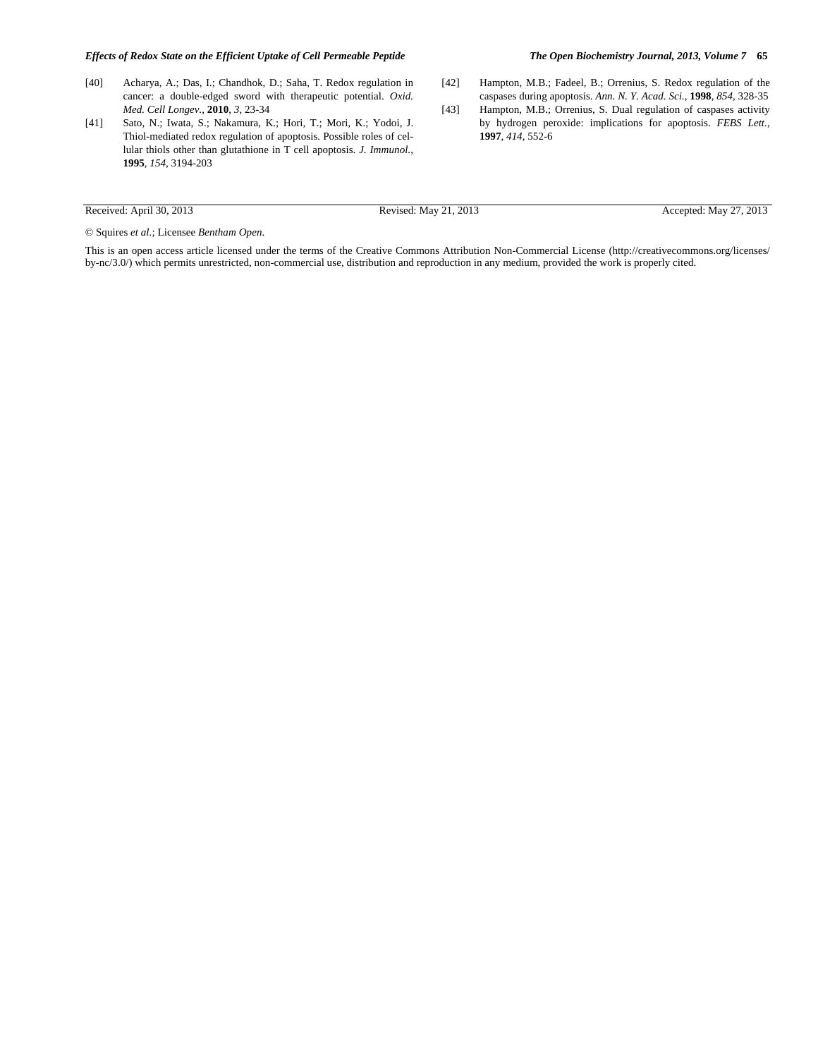[40] Acharya, A.; Das, I.; Chandhok, D.; Saha, T. Redox regulation in cancer: a double-edged sword with therapeutic potential. *Oxid. Med. Cell Longev.*, **2010**, *3*, 23-34

[41] Sato, N.; Iwata, S.; Nakamura, K.; Hori, T.; Mori, K.; Yodoi, J. Thiol-mediated redox regulation of apoptosis. Possible roles of cellular thiols other than glutathione in T cell apoptosis. *J. Immunol.*, **1995**, *154*, 3194-203

[42] Hampton, M.B.; Fadeel, B.; Orrenius, S. Redox regulation of the caspases during apoptosis. *Ann. N. Y. Acad. Sci.*, **1998**, *854*, 328-35

[43] Hampton, M.B.; Orrenius, S. Dual regulation of caspases activity by hydrogen peroxide: implications for apoptosis. *FEBS Lett.*, **1997**, *414*, 552-6

Received: April 30, 2013 Revised: May 21, 2013 Accepted: May 27, 2013

© Squires *et al.*; Licensee *Bentham Open*.

This is an open access article licensed under the terms of the Creative Commons Attribution Non-Commercial License (http://creativecommons.org/licenses/by-nc/3.0/) which permits unrestricted, non-commercial use, distribution and reproduction in any medium, provided the work is properly cited.